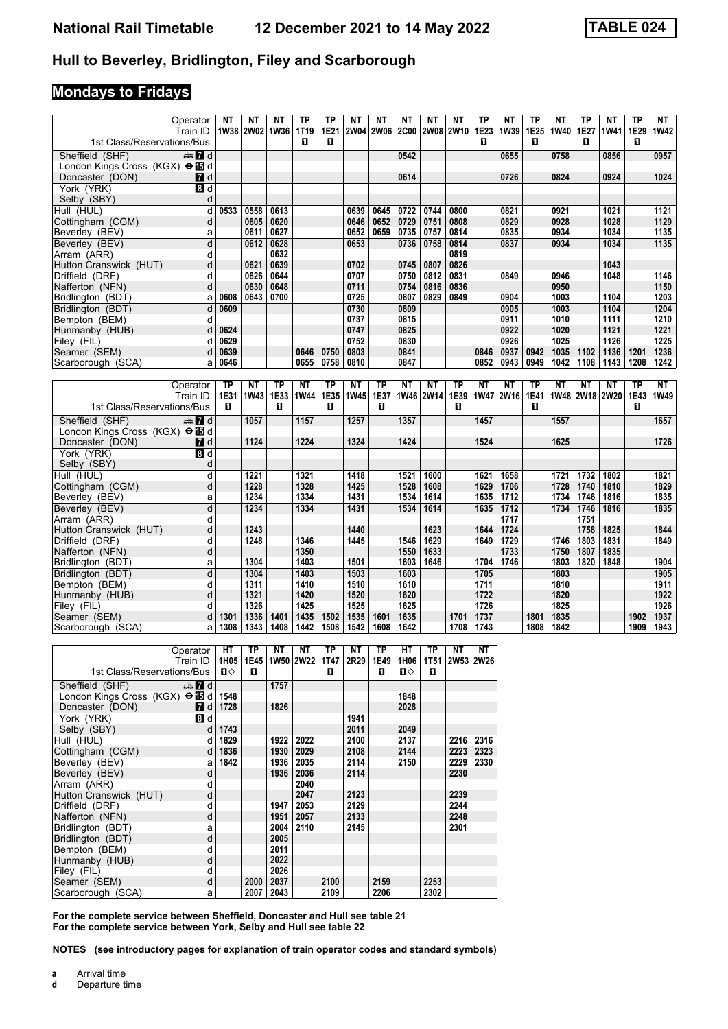## Hull to Beverley, Bridlington, Filey and Scarborough

### Mondays to Fridays

| Operator | | NT | NT | NT | TP | TP | NT | NT | NT | NT | NT | TP | NT | TP | NT | TP | NT | TP | NT |
|---|---|---|---|---|---|---|---|---|---|---|---|---|---|---|---|---|---|---|---|
| Train ID | | 1W38 | 2W02 | 1W36 | 1T19 | 1E21 | 2W04 | 2W06 | 2C00 | 2W08 | 2W10 | 1E23 | 1W39 | 1E25 | 1W40 | 1E27 | 1W41 | 1E29 | 1W42 |
| 1st Class/Reservations/Bus | | | | | ■ | ■ | | | | | | ■ | | ■ | | ■ | | ■ | |
| Sheffield (SHF) | d | | | | | | | | 0542 | | | | 0655 | | 0758 | | 0856 | | 0957 |
| London Kings Cross (KGX) | d | | | | | | | | | | | | | | | | | | |
| Doncaster (DON) | d | | | | | | | | 0614 | | | | 0726 | | 0824 | | 0924 | | 1024 |
| York (YRK) | d | | | | | | | | | | | | | | | | | | |
| Selby (SBY) | d | | | | | | | | | | | | | | | | | | |
| Hull (HUL) | d | 0533 | 0558 | 0613 | | | 0639 | 0645 | 0722 | 0744 | 0800 | | 0821 | | 0921 | | 1021 | | 1121 |
| Cottingham (CGM) | d | | 0605 | 0620 | | | 0646 | 0652 | 0729 | 0751 | 0808 | | 0829 | | 0928 | | 1028 | | 1129 |
| Beverley (BEV) | a | | 0611 | 0627 | | | 0652 | 0659 | 0735 | 0757 | 0814 | | 0835 | | 0934 | | 1034 | | 1135 |
| Beverley (BEV) | d | | 0612 | 0628 | | | 0653 | | 0736 | 0758 | 0814 | | 0837 | | 0934 | | 1034 | | 1135 |
| Arram (ARR) | d | | | 0632 | | | | | | | 0819 | | | | | | | | |
| Hutton Cranswick (HUT) | d | | 0621 | 0639 | | | 0702 | | 0745 | 0807 | 0826 | | | | | | 1043 | | |
| Driffield (DRF) | d | | 0626 | 0644 | | | 0707 | | 0750 | 0812 | 0831 | | 0849 | | 0946 | | 1048 | | 1146 |
| Nafferton (NFN) | d | | 0630 | 0648 | | | 0711 | | 0754 | 0816 | 0836 | | | | 0950 | | | | 1150 |
| Bridlington (BDT) | a | 0608 | 0643 | 0700 | | | 0725 | | 0807 | 0829 | 0849 | | 0904 | | 1003 | | 1104 | | 1203 |
| Bridlington (BDT) | d | 0609 | | | | | 0730 | | 0809 | | | | 0905 | | 1003 | | 1104 | | 1204 |
| Bempton (BEM) | d | | | | | | 0737 | | 0815 | | | | 0911 | | 1010 | | 1111 | | 1210 |
| Hunmanby (HUB) | d | 0624 | | | | | 0747 | | 0825 | | | | 0922 | | 1020 | | 1121 | | 1221 |
| Filey (FIL) | d | 0629 | | | | | 0752 | | 0830 | | | | 0926 | | 1025 | | 1126 | | 1225 |
| Seamer (SEM) | d | 0639 | | | 0646 | 0750 | 0803 | | 0841 | | | 0846 | 0937 | 0942 | 1035 | 1102 | 1136 | 1201 | 1236 |
| Scarborough (SCA) | a | 0646 | | | 0655 | 0758 | 0810 | | 0847 | | | 0852 | 0943 | 0949 | 1042 | 1108 | 1143 | 1208 | 1242 |

| Operator | | TP | NT | TP | NT | TP | NT | TP | NT | NT | TP | NT | NT | TP | NT | NT | NT | TP | NT |
|---|---|---|---|---|---|---|---|---|---|---|---|---|---|---|---|---|---|---|---|
| Train ID | | 1E31 | 1W43 | 1E33 | 1W44 | 1E35 | 1W45 | 1E37 | 1W46 | 2W14 | 1E39 | 1W47 | 2W16 | 1E41 | 1W48 | 2W18 | 2W20 | 1E43 | 1W49 |
| 1st Class/Reservations/Bus | | ■ | | ■ | | ■ | | ■ | | | ■ | | | ■ | | | | ■ | |
| Sheffield (SHF) | d | | 1057 | | 1157 | | 1257 | | 1357 | | | 1457 | | | 1557 | | | | 1657 |
| London Kings Cross (KGX) | d | | | | | | | | | | | | | | | | | | |
| Doncaster (DON) | d | | 1124 | | 1224 | | 1324 | | 1424 | | | 1524 | | | 1625 | | | | 1726 |
| York (YRK) | d | | | | | | | | | | | | | | | | | | |
| Selby (SBY) | d | | | | | | | | | | | | | | | | | | |
| Hull (HUL) | d | | 1221 | | 1321 | | 1418 | | 1521 | 1600 | | 1621 | 1658 | | 1721 | 1732 | 1802 | | 1821 |
| Cottingham (CGM) | d | | 1228 | | 1328 | | 1425 | | 1528 | 1608 | | 1629 | 1706 | | 1728 | 1740 | 1810 | | 1829 |
| Beverley (BEV) | a | | 1234 | | 1334 | | 1431 | | 1534 | 1614 | | 1635 | 1712 | | 1734 | 1746 | 1816 | | 1835 |
| Beverley (BEV) | d | | 1234 | | 1334 | | 1431 | | 1534 | 1614 | | 1635 | 1712 | | 1734 | 1746 | 1816 | | 1835 |
| Arram (ARR) | d | | | | | | | | | | | | 1717 | | | 1751 | | | |
| Hutton Cranswick (HUT) | d | | 1243 | | | | 1440 | | | 1623 | | 1644 | 1724 | | | 1758 | 1825 | | 1844 |
| Driffield (DRF) | d | | 1248 | | 1346 | | 1445 | | 1546 | 1629 | | 1649 | 1729 | | 1746 | 1803 | 1831 | | 1849 |
| Nafferton (NFN) | d | | | | 1350 | | | | 1550 | 1633 | | | 1733 | | 1750 | 1807 | 1835 | | |
| Bridlington (BDT) | a | | 1304 | | 1403 | | 1501 | | 1603 | 1646 | | 1704 | 1746 | | 1803 | 1820 | 1848 | | 1904 |
| Bridlington (BDT) | d | | 1304 | | 1403 | | 1503 | | 1603 | | | 1705 | | | 1803 | | | | 1905 |
| Bempton (BEM) | d | | 1311 | | 1410 | | 1510 | | 1610 | | | 1711 | | | 1810 | | | | 1911 |
| Hunmanby (HUB) | d | | 1321 | | 1420 | | 1520 | | 1620 | | | 1722 | | | 1820 | | | | 1922 |
| Filey (FIL) | d | | 1326 | | 1425 | | 1525 | | 1625 | | | 1726 | | | 1825 | | | | 1926 |
| Seamer (SEM) | d | 1301 | 1336 | 1401 | 1435 | 1502 | 1535 | 1601 | 1635 | | 1701 | 1737 | | 1801 | 1835 | | | 1902 | 1937 |
| Scarborough (SCA) | a | 1308 | 1343 | 1408 | 1442 | 1508 | 1542 | 1608 | 1642 | | 1708 | 1743 | | 1808 | 1842 | | | 1909 | 1943 |

| Operator | | HT | TP | NT | NT | TP | NT | TP | HT | TP | NT | NT |
|---|---|---|---|---|---|---|---|---|---|---|---|---|
| Train ID | | 1H05 | 1E45 | 1W50 | 2W22 | 1T47 | 2R29 | 1E49 | 1H06 | 1T51 | 2W53 | 2W26 |
| 1st Class/Reservations/Bus | | ■◇ | ■ | | | ■ | | ■ | ■◇ | ■ | | |
| Sheffield (SHF) | d | | | 1757 | | | | | | | | |
| London Kings Cross (KGX) | d | 1548 | | | | | | | 1848 | | | |
| Doncaster (DON) | d | 1728 | | 1826 | | | | | 2028 | | | |
| York (YRK) | d | | | | | | 1941 | | | | | |
| Selby (SBY) | d | 1743 | | | | | 2011 | | 2049 | | | |
| Hull (HUL) | d | 1829 | | 1922 | 2022 | | 2100 | | 2137 | | 2216 | 2316 |
| Cottingham (CGM) | d | 1836 | | 1930 | 2029 | | 2108 | | 2144 | | 2223 | 2323 |
| Beverley (BEV) | a | 1842 | | 1936 | 2035 | | 2114 | | 2150 | | 2229 | 2330 |
| Beverley (BEV) | d | | | 1936 | 2036 | | 2114 | | | | 2230 | |
| Arram (ARR) | d | | | | 2040 | | | | | | | |
| Hutton Cranswick (HUT) | d | | | | 2047 | | 2123 | | | | 2239 | |
| Driffield (DRF) | d | | | 1947 | 2053 | | 2129 | | | | 2244 | |
| Nafferton (NFN) | d | | | 1951 | 2057 | | 2133 | | | | 2248 | |
| Bridlington (BDT) | a | | | 2004 | 2110 | | 2145 | | | | 2301 | |
| Bridlington (BDT) | d | | | 2005 | | | | | | | | |
| Bempton (BEM) | d | | | 2011 | | | | | | | | |
| Hunmanby (HUB) | d | | | 2022 | | | | | | | | |
| Filey (FIL) | d | | | 2026 | | | | | | | | |
| Seamer (SEM) | d | | 2000 | 2037 | | 2100 | | 2159 | | 2253 | | |
| Scarborough (SCA) | a | | 2007 | 2043 | | 2109 | | 2206 | | 2302 | | |

**For the complete service between Sheffield, Doncaster and Hull see table 21**
**For the complete service between York, Selby and Hull see table 22**

**NOTES (see introductory pages for explanation of train operator codes and standard symbols)**

**a** Arrival time
**d** Departure time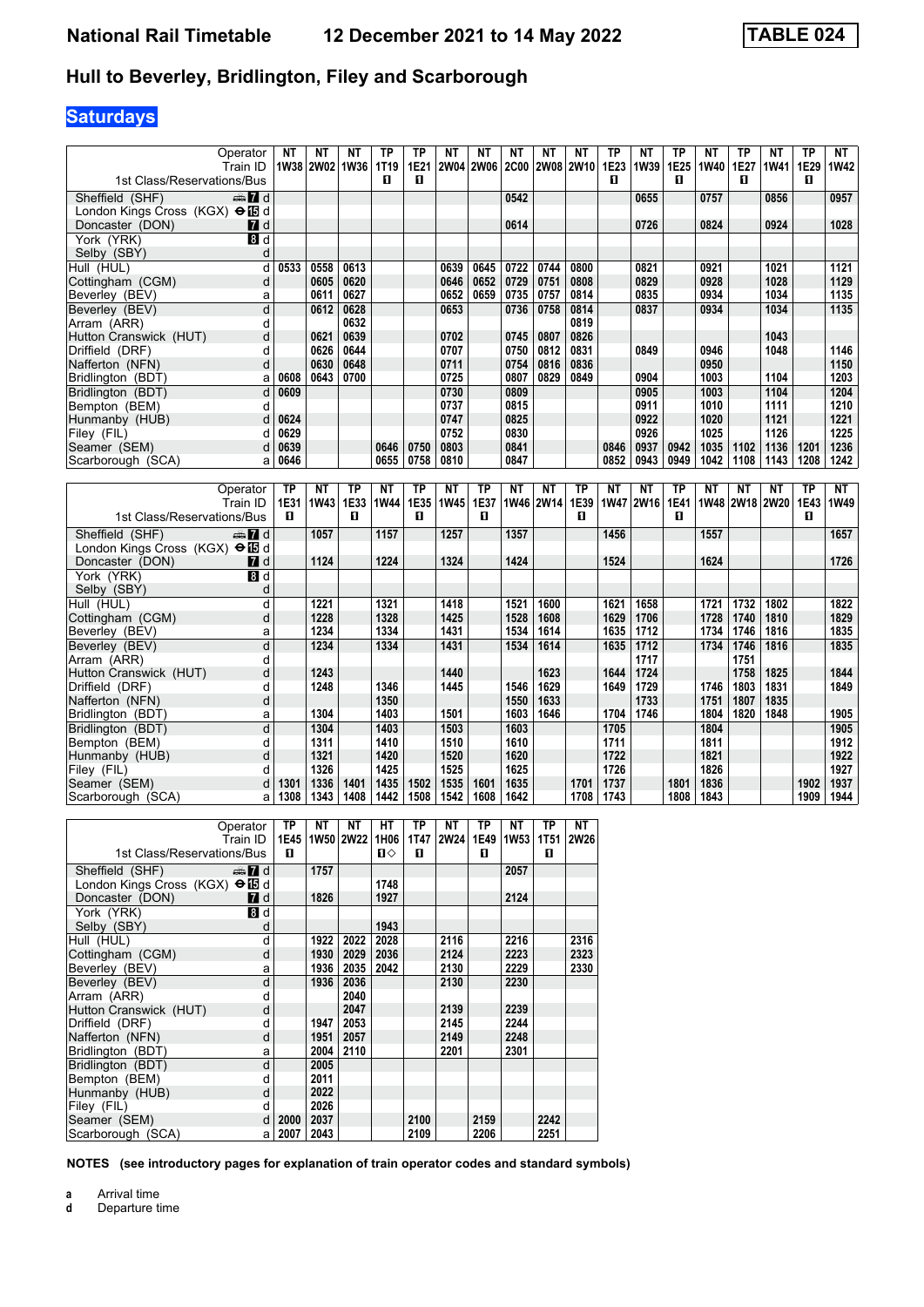# National Rail Timetable — 12 December 2021 to 14 May 2022 — TABLE 024

## Hull to Beverley, Bridlington, Filey and Scarborough

### Saturdays

| Operator | | NT | NT | NT | TP | TP | NT | NT | NT | NT | NT | TP | NT | TP | NT | TP | NT | TP | NT |
|---|---|---|---|---|---|---|---|---|---|---|---|---|---|---|---|---|---|---|---|
| Train ID | | 1W38 | 2W02 | 1W36 | 1T19 | 1E21 | 2W04 | 2W06 | 2C00 | 2W08 | 2W10 | 1E23 | 1W39 | 1E25 | 1W40 | 1E27 | 1W41 | 1E29 | 1W42 |
| 1st Class/Reservations/Bus | | | | | 1 | 1 | | | | | | 1 | | 1 | | 1 | | 1 | |
| Sheffield (SHF) | d | | | | | | | | 0542 | | | | 0655 | | 0757 | | 0856 | | 0957 |
| London Kings Cross (KGX) | d | | | | | | | | | | | | | | | | | | |
| Doncaster (DON) | d | | | | | | | | 0614 | | | | 0726 | | 0824 | | 0924 | | 1028 |
| York (YRK) | d | | | | | | | | | | | | | | | | | | |
| Selby (SBY) | d | | | | | | | | | | | | | | | | | | |
| Hull (HUL) | d | 0533 | 0558 | 0613 | | | 0639 | 0645 | 0722 | 0744 | 0800 | | 0821 | | 0921 | | 1021 | | 1121 |
| Cottingham (CGM) | d | | 0605 | 0620 | | | 0646 | 0652 | 0729 | 0751 | 0808 | | 0829 | | 0928 | | 1028 | | 1129 |
| Beverley (BEV) | a | | 0611 | 0627 | | | 0652 | 0659 | 0735 | 0757 | 0814 | | 0835 | | 0934 | | 1034 | | 1135 |
| Beverley (BEV) | d | | 0612 | 0628 | | | 0653 | | 0736 | 0758 | 0814 | | 0837 | | 0934 | | 1034 | | 1135 |
| Arram (ARR) | d | | | 0632 | | | | | | | 0819 | | | | | | | | |
| Hutton Cranswick (HUT) | d | | 0621 | 0639 | | | 0702 | | 0745 | 0807 | 0826 | | | | | | 1043 | | |
| Driffield (DRF) | d | | 0626 | 0644 | | | 0707 | | 0750 | 0812 | 0831 | | 0849 | | 0946 | | 1048 | | 1146 |
| Nafferton (NFN) | d | | 0630 | 0648 | | | 0711 | | 0754 | 0816 | 0836 | | | | 0950 | | | | 1150 |
| Bridlington (BDT) | a | 0608 | 0643 | 0700 | | | 0725 | | 0807 | 0829 | 0849 | | 0904 | | 1003 | | 1104 | | 1203 |
| Bridlington (BDT) | d | 0609 | | | | | 0730 | | 0809 | | | | 0905 | | 1003 | | 1104 | | 1204 |
| Bempton (BEM) | d | | | | | | 0737 | | 0815 | | | | 0911 | | 1010 | | 1111 | | 1210 |
| Hunmanby (HUB) | d | 0624 | | | | | 0747 | | 0825 | | | | 0922 | | 1020 | | 1121 | | 1221 |
| Filey (FIL) | d | 0629 | | | | | 0752 | | 0830 | | | | 0926 | | 1025 | | 1126 | | 1225 |
| Seamer (SEM) | d | 0639 | | | 0646 | 0750 | 0803 | | 0841 | | | 0846 | 0937 | 0942 | 1035 | 1102 | 1136 | 1201 | 1236 |
| Scarborough (SCA) | a | 0646 | | | 0655 | 0758 | 0810 | | 0847 | | | 0852 | 0943 | 0949 | 1042 | 1108 | 1143 | 1208 | 1242 |

| Operator | | TP | NT | TP | NT | TP | NT | TP | NT | NT | TP | NT | NT | TP | NT | NT | NT | TP | NT |
|---|---|---|---|---|---|---|---|---|---|---|---|---|---|---|---|---|---|---|---|
| Train ID | | 1E31 | 1W43 | 1E33 | 1W44 | 1E35 | 1W45 | 1E37 | 1W46 | 2W14 | 1E39 | 1W47 | 2W16 | 1E41 | 1W48 | 2W18 | 2W20 | 1E43 | 1W49 |
| 1st Class/Reservations/Bus | | 1 | | 1 | | 1 | | 1 | | | 1 | | | 1 | | | | 1 | |
| Sheffield (SHF) | d | | 1057 | | 1157 | | 1257 | | 1357 | | | 1456 | | | 1557 | | | | 1657 |
| London Kings Cross (KGX) | d | | | | | | | | | | | | | | | | | | |
| Doncaster (DON) | d | | 1124 | | 1224 | | 1324 | | 1424 | | | 1524 | | | 1624 | | | | 1726 |
| York (YRK) | d | | | | | | | | | | | | | | | | | | |
| Selby (SBY) | d | | | | | | | | | | | | | | | | | | |
| Hull (HUL) | d | | 1221 | | 1321 | | 1418 | | 1521 | 1600 | | 1621 | 1658 | | 1721 | 1732 | 1802 | | 1822 |
| Cottingham (CGM) | d | | 1228 | | 1328 | | 1425 | | 1528 | 1608 | | 1629 | 1706 | | 1728 | 1740 | 1810 | | 1829 |
| Beverley (BEV) | a | | 1234 | | 1334 | | 1431 | | 1534 | 1614 | | 1635 | 1712 | | 1734 | 1746 | 1816 | | 1835 |
| Beverley (BEV) | d | | 1234 | | 1334 | | 1431 | | 1534 | 1614 | | 1635 | 1712 | | 1734 | 1746 | 1816 | | 1835 |
| Arram (ARR) | d | | | | | | | | | | | | 1717 | | | 1751 | | | |
| Hutton Cranswick (HUT) | d | | 1243 | | | | 1440 | | | 1623 | | 1644 | 1724 | | | 1758 | 1825 | | 1844 |
| Driffield (DRF) | d | | 1248 | | 1346 | | 1445 | | 1546 | 1629 | | 1649 | 1729 | | 1746 | 1803 | 1831 | | 1849 |
| Nafferton (NFN) | d | | | | 1350 | | | | 1550 | 1633 | | | 1733 | | 1751 | 1807 | 1835 | | |
| Bridlington (BDT) | a | | 1304 | | 1403 | | 1501 | | 1603 | 1646 | | 1704 | 1746 | | 1804 | 1820 | 1848 | | 1905 |
| Bridlington (BDT) | d | | 1304 | | 1403 | | 1503 | | 1603 | | | 1705 | | | 1804 | | | | 1905 |
| Bempton (BEM) | d | | 1311 | | 1410 | | 1510 | | 1610 | | | 1711 | | | 1811 | | | | 1912 |
| Hunmanby (HUB) | d | | 1321 | | 1420 | | 1520 | | 1620 | | | 1722 | | | 1821 | | | | 1922 |
| Filey (FIL) | d | | 1326 | | 1425 | | 1525 | | 1625 | | | 1726 | | | 1826 | | | | 1927 |
| Seamer (SEM) | d | 1301 | 1336 | 1401 | 1435 | 1502 | 1535 | 1601 | 1635 | | 1701 | 1737 | | 1801 | 1836 | | | 1902 | 1937 |
| Scarborough (SCA) | a | 1308 | 1343 | 1408 | 1442 | 1508 | 1542 | 1608 | 1642 | | 1708 | 1743 | | 1808 | 1843 | | | 1909 | 1944 |

| Operator | | TP | NT | NT | HT | TP | NT | TP | NT | TP | NT |
|---|---|---|---|---|---|---|---|---|---|---|---|
| Train ID | | 1E45 | 1W50 | 2W22 | 1H06 | 1T47 | 2W24 | 1E49 | 1W53 | 1T51 | 2W26 |
| 1st Class/Reservations/Bus | | 1 | | | 1◇ | 1 | | 1 | | 1 | |
| Sheffield (SHF) | d | | 1757 | | | | | | 2057 | | |
| London Kings Cross (KGX) | d | | | | 1748 | | | | | | |
| Doncaster (DON) | d | | 1826 | | 1927 | | | | 2124 | | |
| York (YRK) | d | | | | | | | | | | |
| Selby (SBY) | d | | | | 1943 | | | | | | |
| Hull (HUL) | d | | 1922 | 2022 | 2028 | | 2116 | | 2216 | | 2316 |
| Cottingham (CGM) | d | | 1930 | 2029 | 2036 | | 2124 | | 2223 | | 2323 |
| Beverley (BEV) | a | | 1936 | 2035 | 2042 | | 2130 | | 2229 | | 2330 |
| Beverley (BEV) | d | | 1936 | 2036 | | | 2130 | | 2230 | | |
| Arram (ARR) | d | | | 2040 | | | | | | | |
| Hutton Cranswick (HUT) | d | | | 2047 | | | 2139 | | 2239 | | |
| Driffield (DRF) | d | | 1947 | 2053 | | | 2145 | | 2244 | | |
| Nafferton (NFN) | d | | 1951 | 2057 | | | 2149 | | 2248 | | |
| Bridlington (BDT) | a | | 2004 | 2110 | | | 2201 | | 2301 | | |
| Bridlington (BDT) | d | | 2005 | | | | | | | | |
| Bempton (BEM) | d | | 2011 | | | | | | | | |
| Hunmanby (HUB) | d | | 2022 | | | | | | | | |
| Filey (FIL) | d | | 2026 | | | | | | | | |
| Seamer (SEM) | d | 2000 | 2037 | | | 2100 | | 2159 | | 2242 | |
| Scarborough (SCA) | a | 2007 | 2043 | | | 2109 | | 2206 | | 2251 | |

**NOTES (see introductory pages for explanation of train operator codes and standard symbols)**

**a** Arrival time
**d** Departure time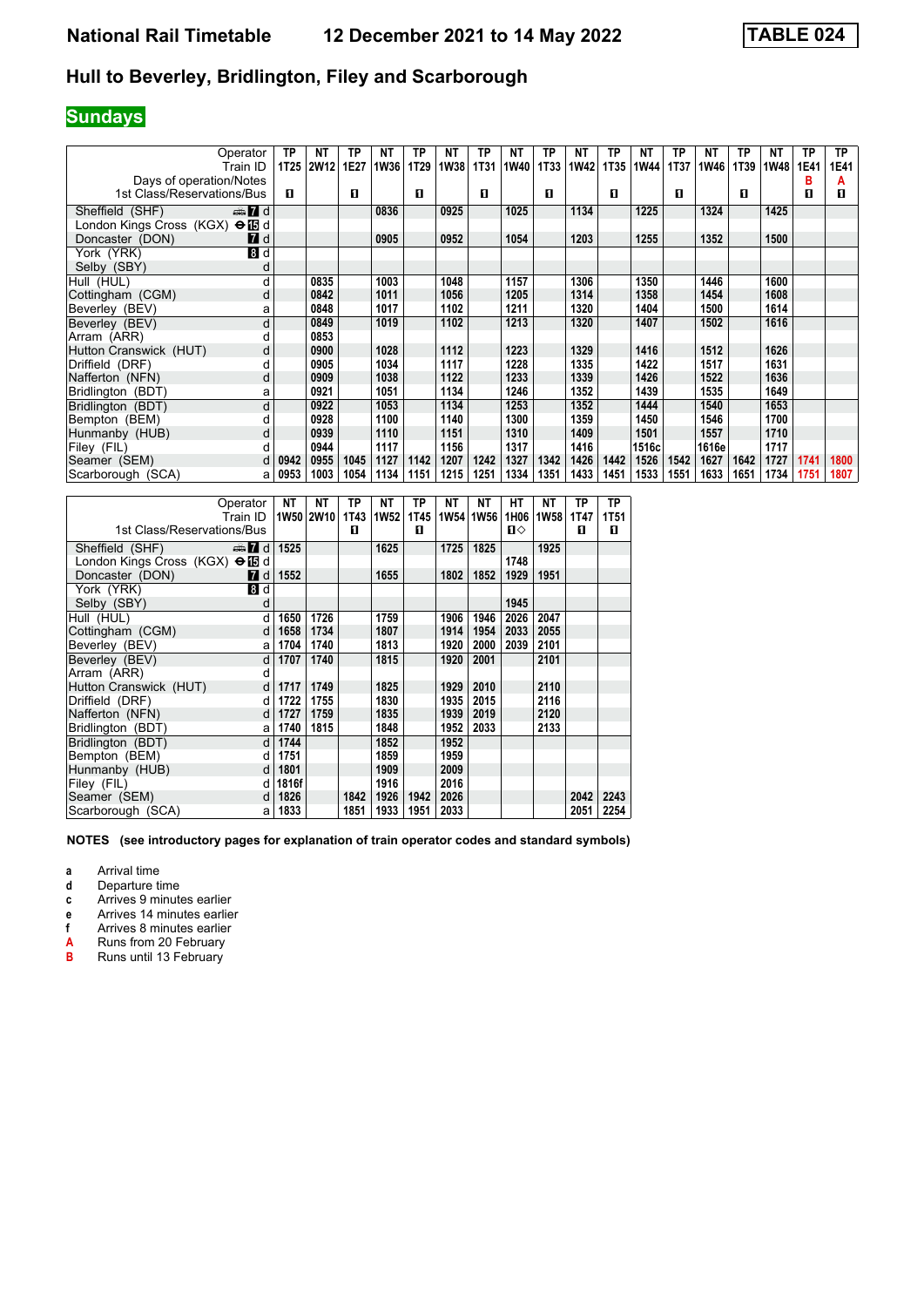# National Rail Timetable 12 December 2021 to 14 May 2022 TABLE 024

## Hull to Beverley, Bridlington, Filey and Scarborough

### Sundays

| Operator | | TP | NT | TP | NT | TP | NT | TP | NT | TP | NT | TP | NT | TP | NT | TP | NT | TP | TP |
|---|---|---|---|---|---|---|---|---|---|---|---|---|---|---|---|---|---|---|---|
| Train ID | | 1T25 | 2W12 | 1E27 | 1W36 | 1T29 | 1W38 | 1T31 | 1W40 | 1T33 | 1W42 | 1T35 | 1W44 | 1T37 | 1W46 | 1T39 | 1W48 | 1E41 | 1E41 |
| Days of operation/Notes | | | | | | | | | | | | | | | | | | B | A |
| 1st Class/Reservations/Bus | | ◼ | | ◼ | | ◼ | | ◼ | | ◼ | | ◼ | | ◼ | | ◼ | | ◼ | ◼ |
| Sheffield (SHF) | d | | | | 0836 | | 0925 | | 1025 | | 1134 | | 1225 | | 1324 | | 1425 | | |
| London Kings Cross (KGX) | d | | | | | | | | | | | | | | | | | | |
| Doncaster (DON) | d | | | | 0905 | | 0952 | | 1054 | | 1203 | | 1255 | | 1352 | | 1500 | | |
| York (YRK) | d | | | | | | | | | | | | | | | | | | |
| Selby (SBY) | d | | | | | | | | | | | | | | | | | | |
| Hull (HUL) | d | | 0835 | | 1003 | | 1048 | | 1157 | | 1306 | | 1350 | | 1446 | | 1600 | | |
| Cottingham (CGM) | d | | 0842 | | 1011 | | 1056 | | 1205 | | 1314 | | 1358 | | 1454 | | 1608 | | |
| Beverley (BEV) | a | | 0848 | | 1017 | | 1102 | | 1211 | | 1320 | | 1404 | | 1500 | | 1614 | | |
| Beverley (BEV) | d | | 0849 | | 1019 | | 1102 | | 1213 | | 1320 | | 1407 | | 1502 | | 1616 | | |
| Arram (ARR) | d | | 0853 | | | | | | | | | | | | | | | | |
| Hutton Cranswick (HUT) | d | | 0900 | | 1028 | | 1112 | | 1223 | | 1329 | | 1416 | | 1512 | | 1626 | | |
| Driffield (DRF) | d | | 0905 | | 1034 | | 1117 | | 1228 | | 1335 | | 1422 | | 1517 | | 1631 | | |
| Nafferton (NFN) | d | | 0909 | | 1038 | | 1122 | | 1233 | | 1339 | | 1426 | | 1522 | | 1636 | | |
| Bridlington (BDT) | a | | 0921 | | 1051 | | 1134 | | 1246 | | 1352 | | 1439 | | 1535 | | 1649 | | |
| Bridlington (BDT) | d | | 0922 | | 1053 | | 1134 | | 1253 | | 1352 | | 1444 | | 1540 | | 1653 | | |
| Bempton (BEM) | d | | 0928 | | 1100 | | 1140 | | 1300 | | 1359 | | 1450 | | 1546 | | 1700 | | |
| Hunmanby (HUB) | d | | 0939 | | 1110 | | 1151 | | 1310 | | 1409 | | 1501 | | 1557 | | 1710 | | |
| Filey (FIL) | d | | 0944 | | 1117 | | 1156 | | 1317 | | 1416 | | 1516c | | 1616e | | 1717 | | |
| Seamer (SEM) | d | 0942 | 0955 | 1045 | 1127 | 1142 | 1207 | 1242 | 1327 | 1342 | 1426 | 1442 | 1526 | 1542 | 1627 | 1642 | 1727 | 1741 | 1800 |
| Scarborough (SCA) | a | 0953 | 1003 | 1054 | 1134 | 1151 | 1215 | 1251 | 1334 | 1351 | 1433 | 1451 | 1533 | 1551 | 1633 | 1651 | 1734 | 1751 | 1807 |

| Operator | | NT | NT | TP | NT | TP | NT | NT | HT | NT | TP | TP |
|---|---|---|---|---|---|---|---|---|---|---|---|---|
| Train ID | | 1W50 | 2W10 | 1T43 | 1W52 | 1T45 | 1W54 | 1W56 | 1H06 | 1W58 | 1T47 | 1T51 |
| 1st Class/Reservations/Bus | | | | ◼ | | ◼ | | | ◼◇ | | ◼ | ◼ |
| Sheffield (SHF) | d | 1525 | | | 1625 | | 1725 | 1825 | | 1925 | | |
| London Kings Cross (KGX) | d | | | | | | | | 1748 | | | |
| Doncaster (DON) | d | 1552 | | | 1655 | | 1802 | 1852 | 1929 | 1951 | | |
| York (YRK) | d | | | | | | | | | | | |
| Selby (SBY) | d | | | | | | | | 1945 | | | |
| Hull (HUL) | d | 1650 | 1726 | | 1759 | | 1906 | 1946 | 2026 | 2047 | | |
| Cottingham (CGM) | d | 1658 | 1734 | | 1807 | | 1914 | 1954 | 2033 | 2055 | | |
| Beverley (BEV) | a | 1704 | 1740 | | 1813 | | 1920 | 2000 | 2039 | 2101 | | |
| Beverley (BEV) | d | 1707 | 1740 | | 1815 | | 1920 | 2001 | | 2101 | | |
| Arram (ARR) | d | | | | | | | | | | | |
| Hutton Cranswick (HUT) | d | 1717 | 1749 | | 1825 | | 1929 | 2010 | | 2110 | | |
| Driffield (DRF) | d | 1722 | 1755 | | 1830 | | 1935 | 2015 | | 2116 | | |
| Nafferton (NFN) | d | 1727 | 1759 | | 1835 | | 1939 | 2019 | | 2120 | | |
| Bridlington (BDT) | a | 1740 | 1815 | | 1848 | | 1952 | 2033 | | 2133 | | |
| Bridlington (BDT) | d | 1744 | | | 1852 | | 1952 | | | | | |
| Bempton (BEM) | d | 1751 | | | 1859 | | 1959 | | | | | |
| Hunmanby (HUB) | d | 1801 | | | 1909 | | 2009 | | | | | |
| Filey (FIL) | d | 1816f | | | 1916 | | 2016 | | | | | |
| Seamer (SEM) | d | 1826 | | 1842 | 1926 | 1942 | 2026 | | | | 2042 | 2243 |
| Scarborough (SCA) | a | 1833 | | 1851 | 1933 | 1951 | 2033 | | | | 2051 | 2254 |

**NOTES (see introductory pages for explanation of train operator codes and standard symbols)**

- **a** Arrival time
- **d** Departure time
- **c** Arrives 9 minutes earlier
- **e** Arrives 14 minutes earlier
- **f** Arrives 8 minutes earlier
- **A** Runs from 20 February
- **B** Runs until 13 February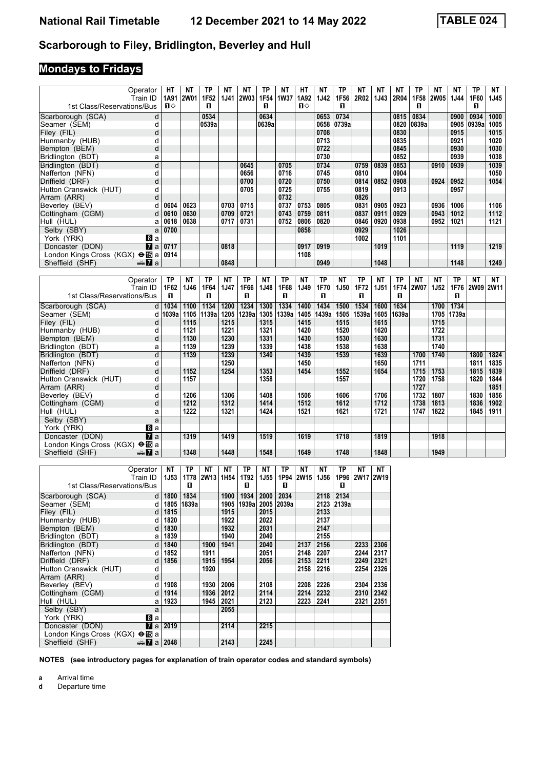# National Rail Timetable    12 December 2021 to 14 May 2022    TABLE 024

## Scarborough to Filey, Bridlington, Beverley and Hull

## Mondays to Fridays

| Operator | | HT | NT | TP | NT | NT | TP | NT | HT | NT | TP | NT | NT | NT | TP | NT | NT | TP | NT |
|---|---|---|---|---|---|---|---|---|---|---|---|---|---|---|---|---|---|---|---|
| Train ID | | 1A91 | 2W01 | 1F52 | 1J41 | 2W03 | 1F54 | 1W37 | 1A92 | 1J42 | 1F56 | 2R02 | 1J43 | 2R04 | 1F58 | 2W05 | 1J44 | 1F60 | 1J45 |
| 1st Class/Reservations/Bus | | 1◇ | | 1 | | | 1 | | 1◇ | | 1 | | | | 1 | | | 1 | |
| Scarborough (SCA) | d | | | 0534 | | | 0634 | | | 0653 | 0734 | | | 0815 | 0834 | | 0900 | 0934 | 1000 |
| Seamer (SEM) | d | | | 0539a | | | 0639a | | | 0658 | 0739a | | | 0820 | 0839a | | 0905 | 0939a | 1005 |
| Filey (FIL) | d | | | | | | | | | 0708 | | | | 0830 | | | 0915 | | 1015 |
| Hunmanby (HUB) | d | | | | | | | | | 0713 | | | | 0835 | | | 0921 | | 1020 |
| Bempton (BEM) | d | | | | | | | | | 0722 | | | | 0845 | | | 0930 | | 1030 |
| Bridlington (BDT) | a | | | | | | | | | 0730 | | | | 0852 | | | 0939 | | 1038 |
| Bridlington (BDT) | d | | | | | 0645 | | 0705 | | 0734 | | 0759 | 0839 | 0853 | | 0910 | 0939 | | 1039 |
| Nafferton (NFN) | d | | | | | 0656 | | 0716 | | 0745 | | 0810 | | 0904 | | | | | 1050 |
| Driffield (DRF) | d | | | | | 0700 | | 0720 | | 0750 | | 0814 | 0852 | 0908 | | 0924 | 0952 | | 1054 |
| Hutton Cranswick (HUT) | d | | | | | 0705 | | 0725 | | 0755 | | 0819 | | 0913 | | | 0957 | | |
| Arram (ARR) | d | | | | | | | 0732 | | | | 0826 | | | | | | | |
| Beverley (BEV) | d | 0604 | 0623 | | 0703 | 0715 | | 0737 | 0753 | 0805 | | 0831 | 0905 | 0923 | | 0936 | 1006 | | 1106 |
| Cottingham (CGM) | d | 0610 | 0630 | | 0709 | 0721 | | 0743 | 0759 | 0811 | | 0837 | 0911 | 0929 | | 0943 | 1012 | | 1112 |
| Hull (HUL) | a | 0618 | 0638 | | 0717 | 0731 | | 0752 | 0806 | 0820 | | 0846 | 0920 | 0938 | | 0952 | 1021 | | 1121 |
| Selby (SBY) | a | 0700 | | | | | | | 0858 | | | 0929 | | 1026 | | | | | |
| York (YRK) | 8 a | | | | | | | | | | | 1002 | | 1101 | | | | | |
| Doncaster (DON) | 7 a | 0717 | | | 0818 | | | | 0917 | 0919 | | | 1019 | | | | 1119 | | 1219 |
| London Kings Cross (KGX) ⊖15 | a | 0914 | | | | | | | 1108 | | | | | | | | | | |
| Sheffield (SHF) | 🚌7 a | | | | 0848 | | | | | 0949 | | | 1048 | | | | 1148 | | 1249 |

| Operator | | TP | NT | TP | NT | TP | NT | TP | NT | TP | NT | TP | NT | TP | NT | NT | TP | NT | NT |
|---|---|---|---|---|---|---|---|---|---|---|---|---|---|---|---|---|---|---|---|
| Train ID | | 1F62 | 1J46 | 1F64 | 1J47 | 1F66 | 1J48 | 1F68 | 1J49 | 1F70 | 1J50 | 1F72 | 1J51 | 1F74 | 2W07 | 1J52 | 1F76 | 2W09 | 2W11 |
| 1st Class/Reservations/Bus | | 1 | | 1 | | 1 | | 1 | | 1 | | 1 | | 1 | | | 1 | | |
| Scarborough (SCA) | d | 1034 | 1100 | 1134 | 1200 | 1234 | 1300 | 1334 | 1400 | 1434 | 1500 | 1534 | 1600 | 1634 | | 1700 | 1734 | | |
| Seamer (SEM) | d | 1039a | 1105 | 1139a | 1205 | 1239a | 1305 | 1339a | 1405 | 1439a | 1505 | 1539a | 1605 | 1639a | | 1705 | 1739a | | |
| Filey (FIL) | d | | 1115 | | 1215 | | 1315 | | 1415 | | 1515 | | 1615 | | | 1715 | | | |
| Hunmanby (HUB) | d | | 1121 | | 1221 | | 1321 | | 1420 | | 1520 | | 1620 | | | 1722 | | | |
| Bempton (BEM) | d | | 1130 | | 1230 | | 1331 | | 1430 | | 1530 | | 1630 | | | 1731 | | | |
| Bridlington (BDT) | a | | 1139 | | 1239 | | 1339 | | 1438 | | 1538 | | 1638 | | | 1740 | | | |
| Bridlington (BDT) | d | | 1139 | | 1239 | | 1340 | | 1439 | | 1539 | | 1639 | | 1700 | 1740 | | 1800 | 1824 |
| Nafferton (NFN) | d | | | | 1250 | | | | 1450 | | | | 1650 | | 1711 | | | 1811 | 1835 |
| Driffield (DRF) | d | | 1152 | | 1254 | | 1353 | | 1454 | | 1552 | | 1654 | | 1715 | 1753 | | 1815 | 1839 |
| Hutton Cranswick (HUT) | d | | 1157 | | | | 1358 | | | | 1557 | | | | 1720 | 1758 | | 1820 | 1844 |
| Arram (ARR) | d | | | | | | | | | | | | | | 1727 | | | | 1851 |
| Beverley (BEV) | d | | 1206 | | 1306 | | 1408 | | 1506 | | 1606 | | 1706 | | 1732 | 1807 | | 1830 | 1856 |
| Cottingham (CGM) | d | | 1212 | | 1312 | | 1414 | | 1512 | | 1612 | | 1712 | | 1738 | 1813 | | 1836 | 1902 |
| Hull (HUL) | a | | 1222 | | 1321 | | 1424 | | 1521 | | 1621 | | 1721 | | 1747 | 1822 | | 1845 | 1911 |
| Selby (SBY) | a | | | | | | | | | | | | | | | | | | |
| York (YRK) | 8 a | | | | | | | | | | | | | | | | | | |
| Doncaster (DON) | 7 a | | 1319 | | 1419 | | 1519 | | 1619 | | 1718 | | 1819 | | | 1918 | | | |
| London Kings Cross (KGX) ⊖15 | a | | | | | | | | | | | | | | | | | | |
| Sheffield (SHF) | 🚌7 a | | 1348 | | 1448 | | 1548 | | 1649 | | 1748 | | 1848 | | | 1949 | | | |

| Operator | | NT | TP | NT | NT | TP | NT | TP | NT | NT | TP | NT | NT |
|---|---|---|---|---|---|---|---|---|---|---|---|---|---|
| Train ID | | 1J53 | 1T78 | 2W13 | 1H54 | 1T92 | 1J55 | 1P94 | 2W15 | 1J56 | 1P96 | 2W17 | 2W19 |
| 1st Class/Reservations/Bus | | | 1 | | | 1 | | 1 | | | 1 | | |
| Scarborough (SCA) | d | 1800 | 1834 | | 1900 | 1934 | 2000 | 2034 | | 2118 | 2134 | | |
| Seamer (SEM) | d | 1805 | 1839a | | 1905 | 1939a | 2005 | 2039a | | 2123 | 2139a | | |
| Filey (FIL) | d | 1815 | | | 1915 | | 2015 | | | 2133 | | | |
| Hunmanby (HUB) | d | 1820 | | | 1922 | | 2022 | | | 2137 | | | |
| Bempton (BEM) | d | 1830 | | | 1932 | | 2031 | | | 2147 | | | |
| Bridlington (BDT) | a | 1839 | | | 1940 | | 2040 | | | 2155 | | | |
| Bridlington (BDT) | d | 1840 | | 1900 | 1941 | | 2040 | | 2137 | 2156 | | 2233 | 2306 |
| Nafferton (NFN) | d | 1852 | | 1911 | | | 2051 | | 2148 | 2207 | | 2244 | 2317 |
| Driffield (DRF) | d | 1856 | | 1915 | 1954 | | 2056 | | 2153 | 2211 | | 2249 | 2321 |
| Hutton Cranswick (HUT) | d | | | 1920 | | | | | 2158 | 2216 | | 2254 | 2326 |
| Arram (ARR) | d | | | | | | | | | | | | |
| Beverley (BEV) | d | 1908 | | 1930 | 2006 | | 2108 | | 2208 | 2226 | | 2304 | 2336 |
| Cottingham (CGM) | d | 1914 | | 1936 | 2012 | | 2114 | | 2214 | 2232 | | 2310 | 2342 |
| Hull (HUL) | a | 1923 | | 1945 | 2021 | | 2123 | | 2223 | 2241 | | 2321 | 2351 |
| Selby (SBY) | a | | | | 2055 | | | | | | | | |
| York (YRK) | 8 a | | | | | | | | | | | | |
| Doncaster (DON) | 7 a | 2019 | | | 2114 | | 2215 | | | | | | |
| London Kings Cross (KGX) ⊖15 | a | | | | | | | | | | | | |
| Sheffield (SHF) | 🚌7 a | 2048 | | | 2143 | | 2245 | | | | | | |

**NOTES (see introductory pages for explanation of train operator codes and standard symbols)**

**a** Arrival time
**d** Departure time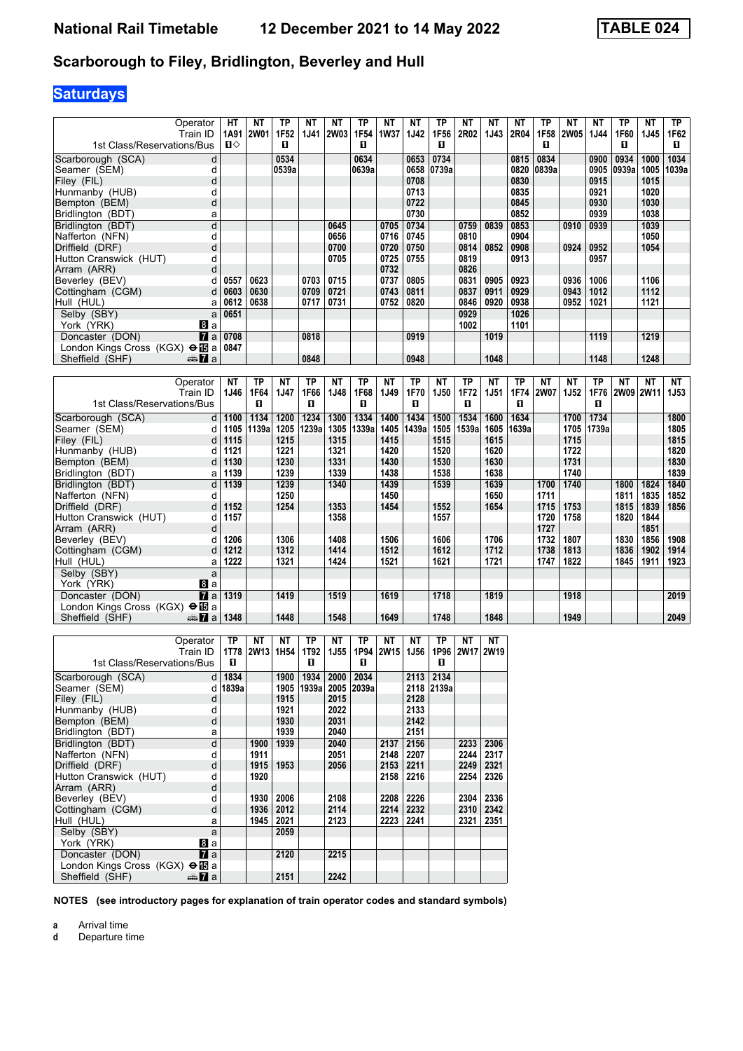# National Rail Timetable 12 December 2021 to 14 May 2022 TABLE 024

## Scarborough to Filey, Bridlington, Beverley and Hull

**Saturdays**

| Operator | | HT | NT | TP | NT | NT | TP | NT | NT | TP | NT | NT | NT | TP | NT | NT | TP | NT | TP |
|---|---|---|---|---|---|---|---|---|---|---|---|---|---|---|---|---|---|---|---|
| Train ID | | 1A91 | 2W01 | 1F52 | 1J41 | 2W03 | 1F54 | 1W37 | 1J42 | 1F56 | 2R02 | 1J43 | 2R04 | 1F58 | 2W05 | 1J44 | 1F60 | 1J45 | 1F62 |
| 1st Class/Reservations/Bus | | ■◇ | | ■ | | | ■ | | | ■ | | | | ■ | | | ■ | | ■ |
| Scarborough (SCA) | d | | | 0534 | | | 0634 | | 0653 | 0734 | | | 0815 | 0834 | | 0900 | 0934 | 1000 | 1034 |
| Seamer (SEM) | d | | | 0539a | | | 0639a | | 0658 | 0739a | | | 0820 | 0839a | | 0905 | 0939a | 1005 | 1039a |
| Filey (FIL) | d | | | | | | | | 0708 | | | | 0830 | | | 0915 | | 1015 | |
| Hunmanby (HUB) | d | | | | | | | | 0713 | | | | 0835 | | | 0921 | | 1020 | |
| Bempton (BEM) | d | | | | | | | | 0722 | | | | 0845 | | | 0930 | | 1030 | |
| Bridlington (BDT) | a | | | | | | | | 0730 | | | | 0852 | | | 0939 | | 1038 | |
| Bridlington (BDT) | d | | | | | 0645 | | 0705 | 0734 | | 0759 | 0839 | 0853 | | 0910 | 0939 | | 1039 | |
| Nafferton (NFN) | d | | | | | 0656 | | 0716 | 0745 | | 0810 | | 0904 | | | | | 1050 | |
| Driffield (DRF) | d | | | | | 0700 | | 0720 | 0750 | | 0814 | 0852 | 0908 | | 0924 | 0952 | | 1054 | |
| Hutton Cranswick (HUT) | d | | | | | 0705 | | 0725 | 0755 | | 0819 | | 0913 | | | 0957 | | | |
| Arram (ARR) | d | | | | | | | 0732 | | | 0826 | | | | | | | | |
| Beverley (BEV) | d | 0557 | 0623 | | 0703 | 0715 | | 0737 | 0805 | | 0831 | 0905 | 0923 | | 0936 | 1006 | | 1106 | |
| Cottingham (CGM) | d | 0603 | 0630 | | 0709 | 0721 | | 0743 | 0811 | | 0837 | 0911 | 0929 | | 0943 | 1012 | | 1112 | |
| Hull (HUL) | a | 0612 | 0638 | | 0717 | 0731 | | 0752 | 0820 | | 0846 | 0920 | 0938 | | 0952 | 1021 | | 1121 | |
| Selby (SBY) | a | 0651 | | | | | | | | | 0929 | | 1026 | | | | | | |
| York (YRK) | 8 a | | | | | | | | | | 1002 | | 1101 | | | | | | |
| Doncaster (DON) | 7 a | 0708 | | | 0818 | | | | 0919 | | | 1019 | | | | 1119 | | 1219 | |
| London Kings Cross (KGX) ⊖15 | a | 0847 | | | | | | | | | | | | | | | | | |
| Sheffield (SHF) | 7 a | | | | 0848 | | | | 0948 | | | 1048 | | | | 1148 | | 1248 | |

| Operator | | NT | TP | NT | TP | NT | TP | NT | TP | NT | TP | NT | TP | NT | NT | TP | NT | NT | NT |
|---|---|---|---|---|---|---|---|---|---|---|---|---|---|---|---|---|---|---|---|
| Train ID | | 1J46 | 1F64 | 1J47 | 1F66 | 1J48 | 1F68 | 1J49 | 1F70 | 1J50 | 1F72 | 1J51 | 1F74 | 2W07 | 1J52 | 1F76 | 2W09 | 2W11 | 1J53 |
| 1st Class/Reservations/Bus | | | ■ | | ■ | | ■ | | ■ | | ■ | | ■ | | | ■ | | | |
| Scarborough (SCA) | d | 1100 | 1134 | 1200 | 1234 | 1300 | 1334 | 1400 | 1434 | 1500 | 1534 | 1600 | 1634 | | 1700 | 1734 | | | 1800 |
| Seamer (SEM) | d | 1105 | 1139a | 1205 | 1239a | 1305 | 1339a | 1405 | 1439a | 1505 | 1539a | 1605 | 1639a | | 1705 | 1739a | | | 1805 |
| Filey (FIL) | d | 1115 | | 1215 | | 1315 | | 1415 | | 1515 | | 1615 | | | 1715 | | | | 1815 |
| Hunmanby (HUB) | d | 1121 | | 1221 | | 1321 | | 1420 | | 1520 | | 1620 | | | 1722 | | | | 1820 |
| Bempton (BEM) | d | 1130 | | 1230 | | 1331 | | 1430 | | 1530 | | 1630 | | | 1731 | | | | 1830 |
| Bridlington (BDT) | a | 1139 | | 1239 | | 1339 | | 1438 | | 1538 | | 1638 | | | 1740 | | | | 1839 |
| Bridlington (BDT) | d | 1139 | | 1239 | | 1340 | | 1439 | | 1539 | | 1639 | | 1700 | 1740 | | 1800 | 1824 | 1840 |
| Nafferton (NFN) | d | | | 1250 | | | | 1450 | | | | 1650 | | 1711 | | | 1811 | 1835 | 1852 |
| Driffield (DRF) | d | 1152 | | 1254 | | 1353 | | 1454 | | 1552 | | 1654 | | 1715 | 1753 | | 1815 | 1839 | 1856 |
| Hutton Cranswick (HUT) | d | 1157 | | | | 1358 | | | | 1557 | | | | 1720 | 1758 | | 1820 | 1844 | |
| Arram (ARR) | d | | | | | | | | | | | | | 1727 | | | | 1851 | |
| Beverley (BEV) | d | 1206 | | 1306 | | 1408 | | 1506 | | 1606 | | 1706 | | 1732 | 1807 | | 1830 | 1856 | 1908 |
| Cottingham (CGM) | d | 1212 | | 1312 | | 1414 | | 1512 | | 1612 | | 1712 | | 1738 | 1813 | | 1836 | 1902 | 1914 |
| Hull (HUL) | a | 1222 | | 1321 | | 1424 | | 1521 | | 1621 | | 1721 | | 1747 | 1822 | | 1845 | 1911 | 1923 |
| Selby (SBY) | a | | | | | | | | | | | | | | | | | | |
| York (YRK) | 8 a | | | | | | | | | | | | | | | | | | |
| Doncaster (DON) | 7 a | 1319 | | 1419 | | 1519 | | 1619 | | 1718 | | 1819 | | | 1918 | | | | 2019 |
| London Kings Cross (KGX) ⊖15 | a | | | | | | | | | | | | | | | | | | |
| Sheffield (SHF) | 7 a | 1348 | | 1448 | | 1548 | | 1649 | | 1748 | | 1848 | | | 1949 | | | | 2049 |

| Operator | | TP | NT | NT | TP | NT | TP | NT | NT | TP | NT | NT |
|---|---|---|---|---|---|---|---|---|---|---|---|---|
| Train ID | | 1T78 | 2W13 | 1H54 | 1T92 | 1J55 | 1P94 | 2W15 | 1J56 | 1P96 | 2W17 | 2W19 |
| 1st Class/Reservations/Bus | | ■ | | | ■ | | ■ | | | ■ | | |
| Scarborough (SCA) | d | 1834 | | 1900 | 1934 | 2000 | 2034 | | 2113 | 2134 | | |
| Seamer (SEM) | d | 1839a | | 1905 | 1939a | 2005 | 2039a | | 2118 | 2139a | | |
| Filey (FIL) | d | | | 1915 | | 2015 | | | 2128 | | | |
| Hunmanby (HUB) | d | | | 1921 | | 2022 | | | 2133 | | | |
| Bempton (BEM) | d | | | 1930 | | 2031 | | | 2142 | | | |
| Bridlington (BDT) | a | | | 1939 | | 2040 | | | 2151 | | | |
| Bridlington (BDT) | d | | 1900 | 1939 | | 2040 | | 2137 | 2156 | | 2233 | 2306 |
| Nafferton (NFN) | d | | 1911 | | | 2051 | | 2148 | 2207 | | 2244 | 2317 |
| Driffield (DRF) | d | | 1915 | 1953 | | 2056 | | 2153 | 2211 | | 2249 | 2321 |
| Hutton Cranswick (HUT) | d | | 1920 | | | | | 2158 | 2216 | | 2254 | 2326 |
| Arram (ARR) | d | | | | | | | | | | | |
| Beverley (BEV) | d | | 1930 | 2006 | | 2108 | | 2208 | 2226 | | 2304 | 2336 |
| Cottingham (CGM) | d | | 1936 | 2012 | | 2114 | | 2214 | 2232 | | 2310 | 2342 |
| Hull (HUL) | a | | 1945 | 2021 | | 2123 | | 2223 | 2241 | | 2321 | 2351 |
| Selby (SBY) | a | | | 2059 | | | | | | | | |
| York (YRK) | 8 a | | | | | | | | | | | |
| Doncaster (DON) | 7 a | | | 2120 | | 2215 | | | | | | |
| London Kings Cross (KGX) ⊖15 | a | | | | | | | | | | | |
| Sheffield (SHF) | 7 a | | | 2151 | | 2242 | | | | | | |

**NOTES (see introductory pages for explanation of train operator codes and standard symbols)**

**a** Arrival time
**d** Departure time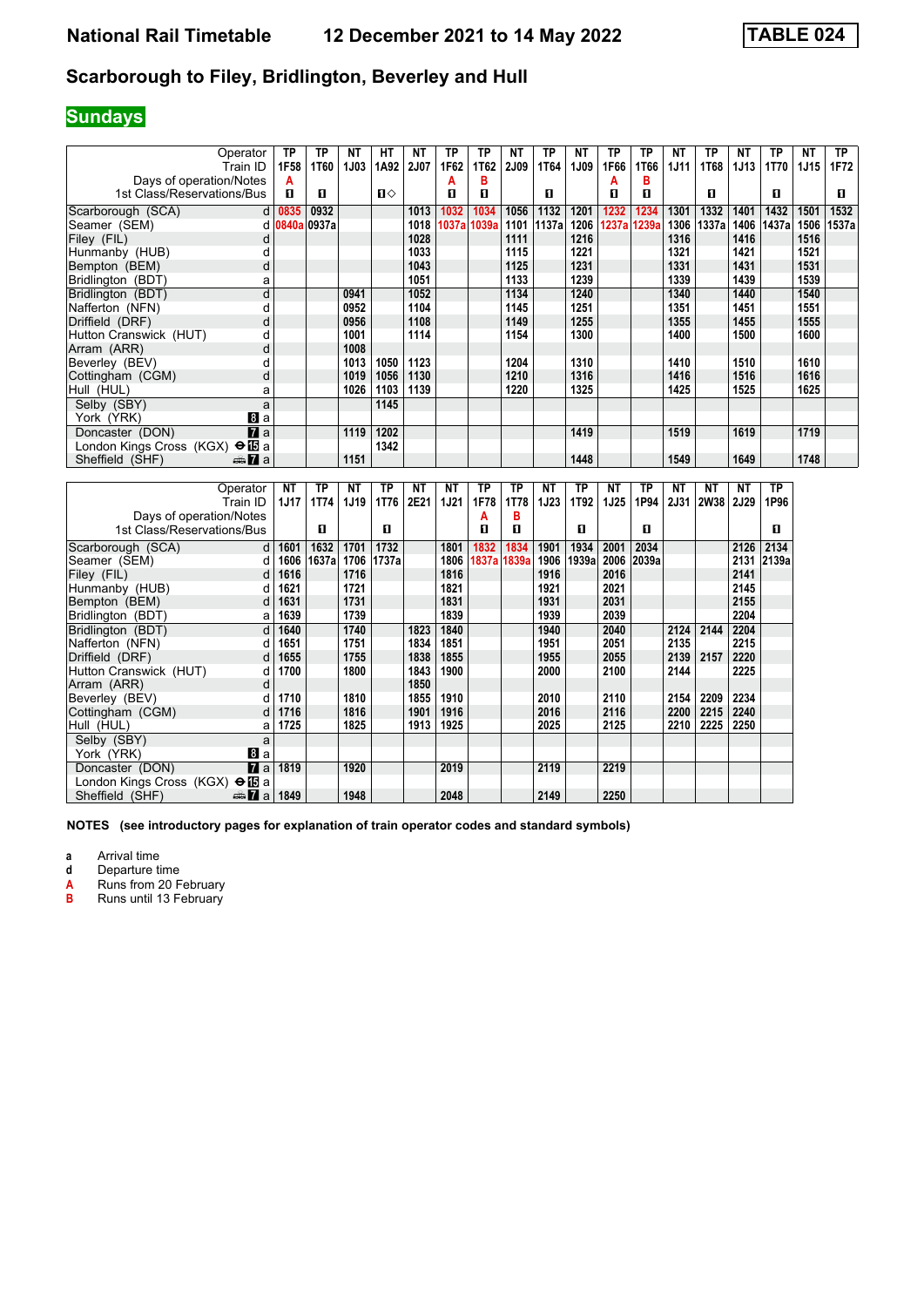# National Rail Timetable — 12 December 2021 to 14 May 2022 — TABLE 024

## Scarborough to Filey, Bridlington, Beverley and Hull

### Sundays

| Operator | TP | TP | NT | HT | NT | TP | TP | NT | TP | NT | TP | TP | NT | TP | NT | TP | NT | TP |
|---|---|---|---|---|---|---|---|---|---|---|---|---|---|---|---|---|---|---|
| Train ID | 1F58 | 1T60 | 1J03 | 1A92 | 2J07 | 1F62 | 1T62 | 2J09 | 1T64 | 1J09 | 1F66 | 1T66 | 1J11 | 1T68 | 1J13 | 1T70 | 1J15 | 1F72 |
| Days of operation/Notes | A | | | | | A | B | | | | A | B | | | | | | |
| 1st Class/Reservations/Bus | ■ | ■ | | ■◇ | | ■ | ■ | | ■ | | ■ | ■ | | ■ | | ■ | | ■ |
| Scarborough (SCA) d | 0835 | 0932 | | | 1013 | 1032 | 1034 | 1056 | 1132 | 1201 | 1232 | 1234 | 1301 | 1332 | 1401 | 1432 | 1501 | 1532 |
| Seamer (SEM) d | 0840a | 0937a | | | 1018 | 1037a | 1039a | 1101 | 1137a | 1206 | 1237a | 1239a | 1306 | 1337a | 1406 | 1437a | 1506 | 1537a |
| Filey (FIL) d | | | | | 1028 | | | 1111 | | 1216 | | | 1316 | | 1416 | | 1516 | |
| Hunmanby (HUB) d | | | | | 1033 | | | 1115 | | 1221 | | | 1321 | | 1421 | | 1521 | |
| Bempton (BEM) d | | | | | 1043 | | | 1125 | | 1231 | | | 1331 | | 1431 | | 1531 | |
| Bridlington (BDT) a | | | | | 1051 | | | 1133 | | 1239 | | | 1339 | | 1439 | | 1539 | |
| Bridlington (BDT) d | | | 0941 | | 1052 | | | 1134 | | 1240 | | | 1340 | | 1440 | | 1540 | |
| Nafferton (NFN) d | | | 0952 | | 1104 | | | 1145 | | 1251 | | | 1351 | | 1451 | | 1551 | |
| Driffield (DRF) d | | | 0956 | | 1108 | | | 1149 | | 1255 | | | 1355 | | 1455 | | 1555 | |
| Hutton Cranswick (HUT) d | | | 1001 | | 1114 | | | 1154 | | 1300 | | | 1400 | | 1500 | | 1600 | |
| Arram (ARR) d | | | 1008 | | | | | | | | | | | | | | | |
| Beverley (BEV) d | | | 1013 | 1050 | 1123 | | | 1204 | | 1310 | | | 1410 | | 1510 | | 1610 | |
| Cottingham (CGM) d | | | 1019 | 1056 | 1130 | | | 1210 | | 1316 | | | 1416 | | 1516 | | 1616 | |
| Hull (HUL) a | | | 1026 | 1103 | 1139 | | | 1220 | | 1325 | | | 1425 | | 1525 | | 1625 | |
| Selby (SBY) a | | | | 1145 | | | | | | | | | | | | | | |
| York (YRK) 8 a | | | | | | | | | | | | | | | | | | |
| Doncaster (DON) 7 a | | | 1119 | 1202 | | | | | | 1419 | | | 1519 | | 1619 | | 1719 | |
| London Kings Cross (KGX) ⊖15 a | | | | 1342 | | | | | | | | | | | | | | |
| Sheffield (SHF) 🚌7 a | | | 1151 | | | | | | | 1448 | | | 1549 | | 1649 | | 1748 | |

| Operator | NT | TP | NT | TP | NT | NT | TP | TP | NT | TP | NT | TP | NT | NT | NT | TP |
|---|---|---|---|---|---|---|---|---|---|---|---|---|---|---|---|---|
| Train ID | 1J17 | 1T74 | 1J19 | 1T76 | 2E21 | 1J21 | 1F78 | 1T78 | 1J23 | 1T92 | 1J25 | 1P94 | 2J31 | 2W38 | 2J29 | 1P96 |
| Days of operation/Notes | | | | | | | A | B | | | | | | | | |
| 1st Class/Reservations/Bus | | ■ | | ■ | | | ■ | ■ | | ■ | | ■ | | | | ■ |
| Scarborough (SCA) d | 1601 | 1632 | 1701 | 1732 | | 1801 | 1832 | 1834 | 1901 | 1934 | 2001 | 2034 | | | 2126 | 2134 |
| Seamer (SEM) d | 1606 | 1637a | 1706 | 1737a | | 1806 | 1837a | 1839a | 1906 | 1939a | 2006 | 2039a | | | 2131 | 2139a |
| Filey (FIL) d | 1616 | | 1716 | | | 1816 | | | 1916 | | 2016 | | | | 2141 | |
| Hunmanby (HUB) d | 1621 | | 1721 | | | 1821 | | | 1921 | | 2021 | | | | 2145 | |
| Bempton (BEM) d | 1631 | | 1731 | | | 1831 | | | 1931 | | 2031 | | | | 2155 | |
| Bridlington (BDT) a | 1639 | | 1739 | | | 1839 | | | 1939 | | 2039 | | | | 2204 | |
| Bridlington (BDT) d | 1640 | | 1740 | | 1823 | 1840 | | | 1940 | | 2040 | | 2124 | 2144 | 2204 | |
| Nafferton (NFN) d | 1651 | | 1751 | | 1834 | 1851 | | | 1951 | | 2051 | | 2135 | | 2215 | |
| Driffield (DRF) d | 1655 | | 1755 | | 1838 | 1855 | | | 1955 | | 2055 | | 2139 | 2157 | 2220 | |
| Hutton Cranswick (HUT) d | 1700 | | 1800 | | 1843 | 1900 | | | 2000 | | 2100 | | 2144 | | 2225 | |
| Arram (ARR) d | | | | | 1850 | | | | | | | | | | | |
| Beverley (BEV) d | 1710 | | 1810 | | 1855 | 1910 | | | 2010 | | 2110 | | 2154 | 2209 | 2234 | |
| Cottingham (CGM) d | 1716 | | 1816 | | 1901 | 1916 | | | 2016 | | 2116 | | 2200 | 2215 | 2240 | |
| Hull (HUL) a | 1725 | | 1825 | | 1913 | 1925 | | | 2025 | | 2125 | | 2210 | 2225 | 2250 | |
| Selby (SBY) a | | | | | | | | | | | | | | | | |
| York (YRK) 8 a | | | | | | | | | | | | | | | | |
| Doncaster (DON) 7 a | 1819 | | 1920 | | | 2019 | | | 2119 | | 2219 | | | | | |
| London Kings Cross (KGX) ⊖15 a | | | | | | | | | | | | | | | | |
| Sheffield (SHF) 🚌7 a | 1849 | | 1948 | | | 2048 | | | 2149 | | 2250 | | | | | |

**NOTES (see introductory pages for explanation of train operator codes and standard symbols)**

- **a** Arrival time
- **d** Departure time
- **A** Runs from 20 February
- **B** Runs until 13 February